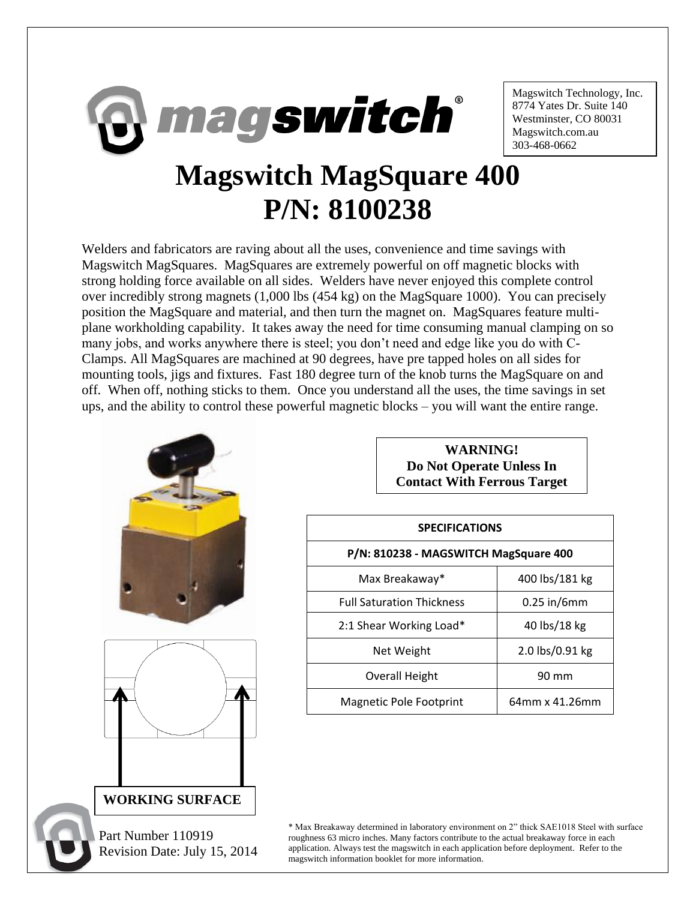magswitch®

Magswitch Technology, Inc.
8774 Yates Dr. Suite 140
Westminster, CO 80031
Magswitch.com.au
303-468-0662

# Magswitch MagSquare 400
# P/N: 8100238

Welders and fabricators are raving about all the uses, convenience and time savings with Magswitch MagSquares. MagSquares are extremely powerful on off magnetic blocks with strong holding force available on all sides. Welders have never enjoyed this complete control over incredibly strong magnets (1,000 lbs (454 kg) on the MagSquare 1000). You can precisely position the MagSquare and material, and then turn the magnet on. MagSquares feature multi-plane workholding capability. It takes away the need for time consuming manual clamping on so many jobs, and works anywhere there is steel; you don't need and edge like you do with C-Clamps. All MagSquares are machined at 90 degrees, have pre tapped holes on all sides for mounting tools, jigs and fixtures. Fast 180 degree turn of the knob turns the MagSquare on and off. When off, nothing sticks to them. Once you understand all the uses, the time savings in set ups, and the ability to control these powerful magnetic blocks – you will want the entire range.

**WARNING!**
**Do Not Operate Unless In Contact With Ferrous Target**

| SPECIFICATIONS | |
|---|---|
| P/N: 810238 - MAGSWITCH MagSquare 400 | |
| Max Breakaway* | 400 lbs/181 kg |
| Full Saturation Thickness | 0.25 in/6mm |
| 2:1 Shear Working Load* | 40 lbs/18 kg |
| Net Weight | 2.0 lbs/0.91 kg |
| Overall Height | 90 mm |
| Magnetic Pole Footprint | 64mm x 41.26mm |

**WORKING SURFACE**

Part Number 110919
Revision Date: July 15, 2014

\* Max Breakaway determined in laboratory environment on 2" thick SAE1018 Steel with surface roughness 63 micro inches. Many factors contribute to the actual breakaway force in each application. Always test the magswitch in each application before deployment. Refer to the magswitch information booklet for more information.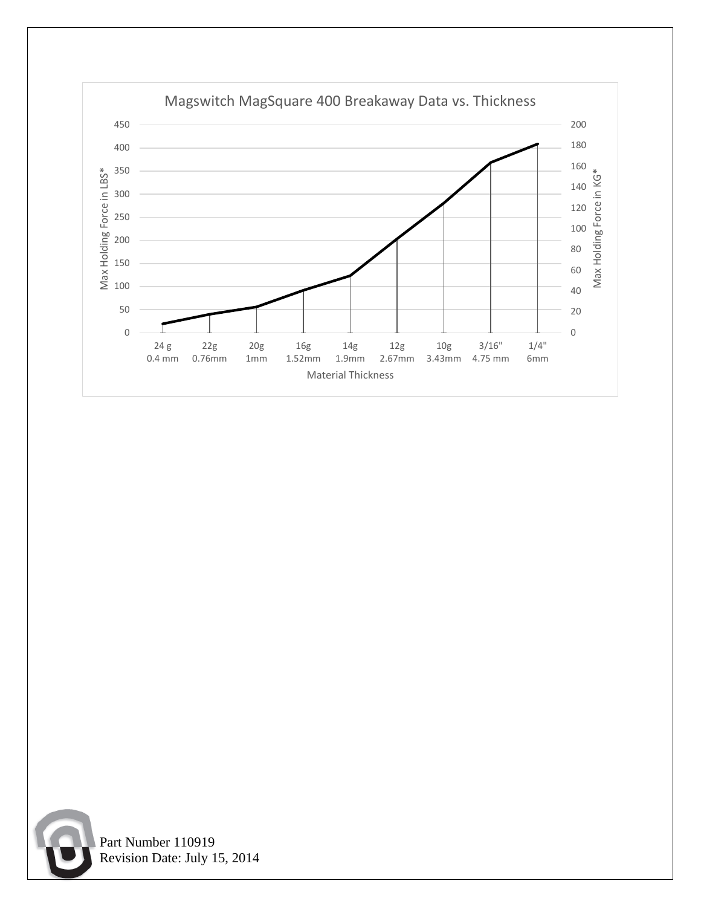Magswitch MagSquare 400 Breakaway Data vs. Thickness

Max Holding Force in LBS* (left axis: 0–450); Max Holding Force in KG* (right axis: 0–200)

Material Thickness: 24 g 0.4 mm, 22g 0.76mm, 20g 1mm, 16g 1.52mm, 14g 1.9mm, 12g 2.67mm, 10g 3.43mm, 3/16" 4.75 mm, 1/4" 6mm

Part Number 110919
Revision Date: July 15, 2014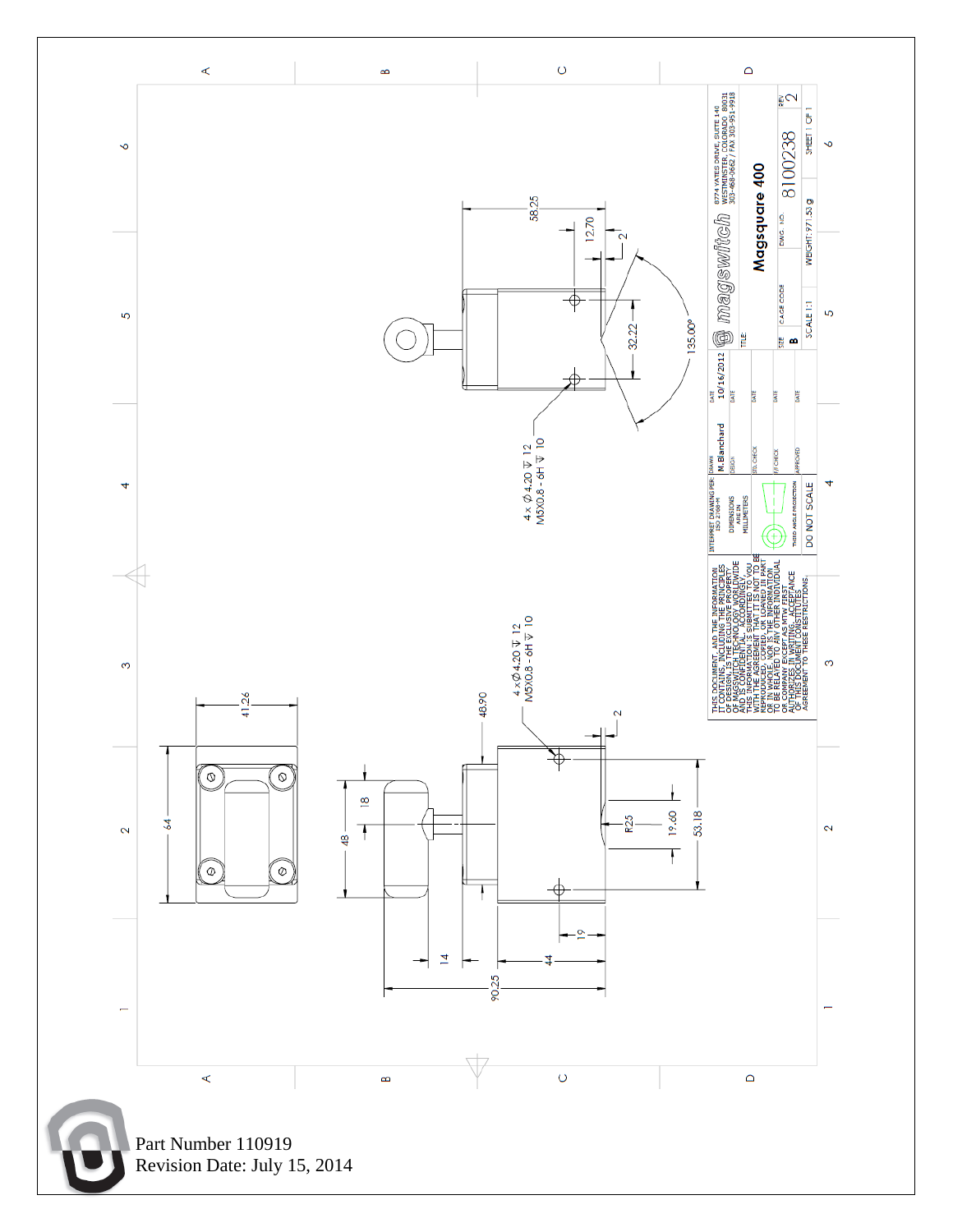magswitch
8774 YATES DRIVE, SUITE 140
WESTMINSTER, COLORADO 80031
303-468-0662 / FAX 303-951-9918

TITLE: **Magsquare 400**

| SIZE | CAGE CODE | DWG. NO. | REV |
|---|---|---|---|
| B | | 8100238 | 2 |
| SCALE 1:1 | | WEIGHT: 971.53 g | SHEET 1 OF 1 |

| | | |
|---|---|---|
| DRAWN | M.Blanchard | DATE 10/16/2012 |
| DESIGN | | DATE |
| STD. CHECK | | DATE |
| F/F CHECK | | DATE |
| APPROVED | | DATE |

INTERPRET DRAWING PER: ISO 2768-M

DIMENSIONS ARE IN MILLIMETERS

THIRD ANGLE PROJECTION

DO NOT SCALE

THIS DOCUMENT, AND THE INFORMATION IT CONTAINS, INCLUDING THE PRINCIPLES OF DESIGN, IS THE EXCLUSIVE PROPERTY OF MAGSWITCH TECHNOLOGY WORLDWIDE AND IS CONFIDENTIAL. ACCORDINGLY, THIS INFORMATION IS SUBMITTED TO YOU WITH THE AGREEMENT THAT IT IS NOT TO BE REPRODUCED, COPIED, OR LOANED IN PART OR IN WHOLE, NOR IS THE INFORMATION TO BE RELAYED TO ANY OTHER INDIVIDUAL OR COMPANY EXCEPT AS MTW FIRST AUTHORIZES IN WRITING. ACCEPTANCE OF THIS DOCUMENT CONSTITUTES AGREEMENT TO THESE RESTRICTIONS.

58.25
12.70
2
32.22
135.00°
4 x Ø 4.20 ↧ 12
M5X0.8 - 6H ↧ 10

41.26
64
48.90
4 x Ø 4.20 ↧ 12
M5X0.8 - 6H ↧ 10
2
18
48
R25
19.60
53.18
19
14
44
90.25

Part Number 110919
Revision Date: July 15, 2014